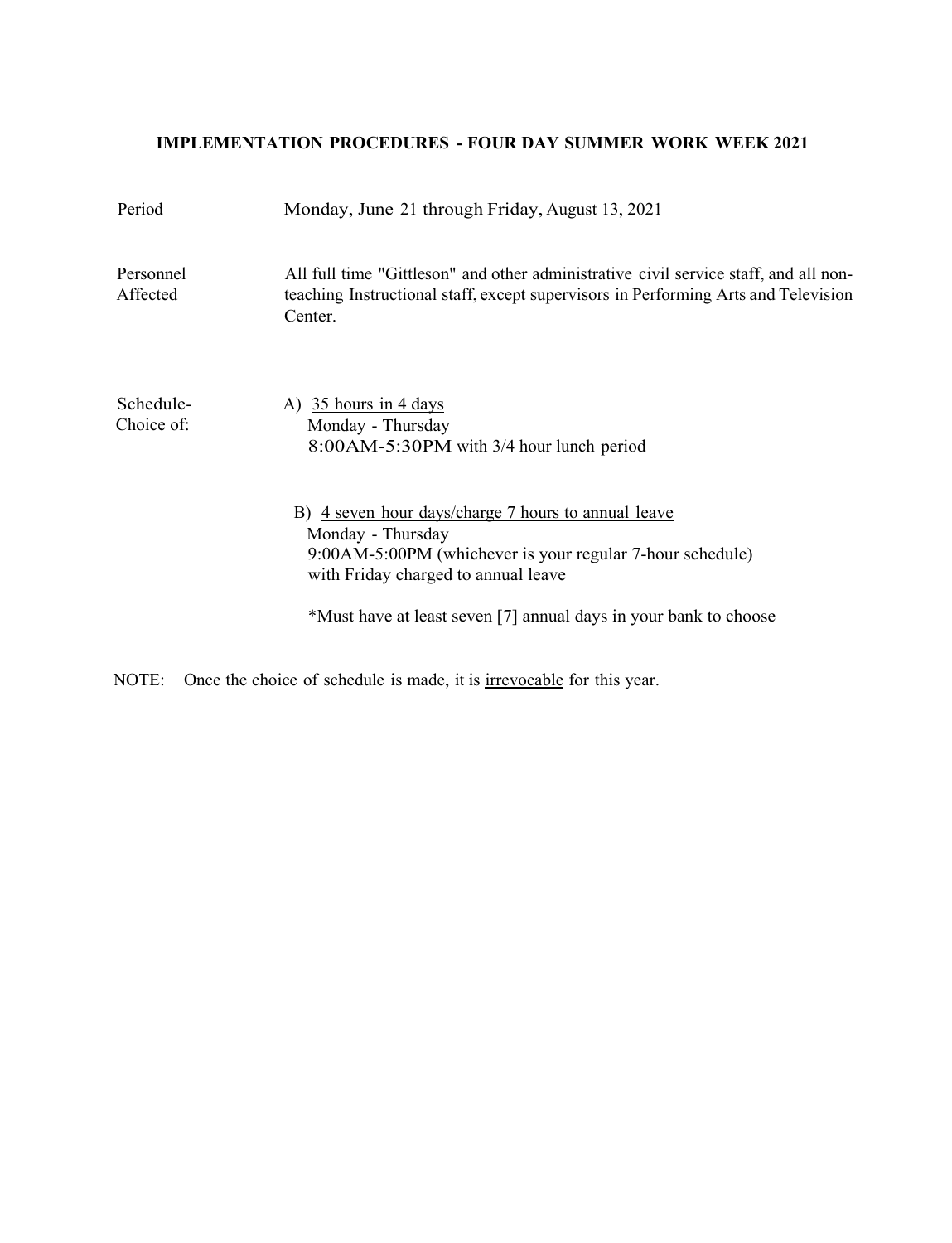## IMPLEMENTATION PROCEDURES - FOUR DAY SUMMER WORK WEEK 2021

**Period**

Monday, June 21 through Friday, August 13, 2021

**Personnel Affected**

All full time "Gittleson" and other administrative civil service staff, and all non-teaching Instructional staff, except supervisors in Performing Arts and Television Center.

**Schedule-** Choice of:

A) 35 hours in 4 days
Monday - Thursday
8:00AM-5:30PM with 3/4 hour lunch period

B) 4 seven hour days/charge 7 hours to annual leave
Monday - Thursday
9:00AM-5:00PM (whichever is your regular 7-hour schedule)
with Friday charged to annual leave

*Must have at least seven [7] annual days in your bank to choose

NOTE: Once the choice of schedule is made, it is irrevocable for this year.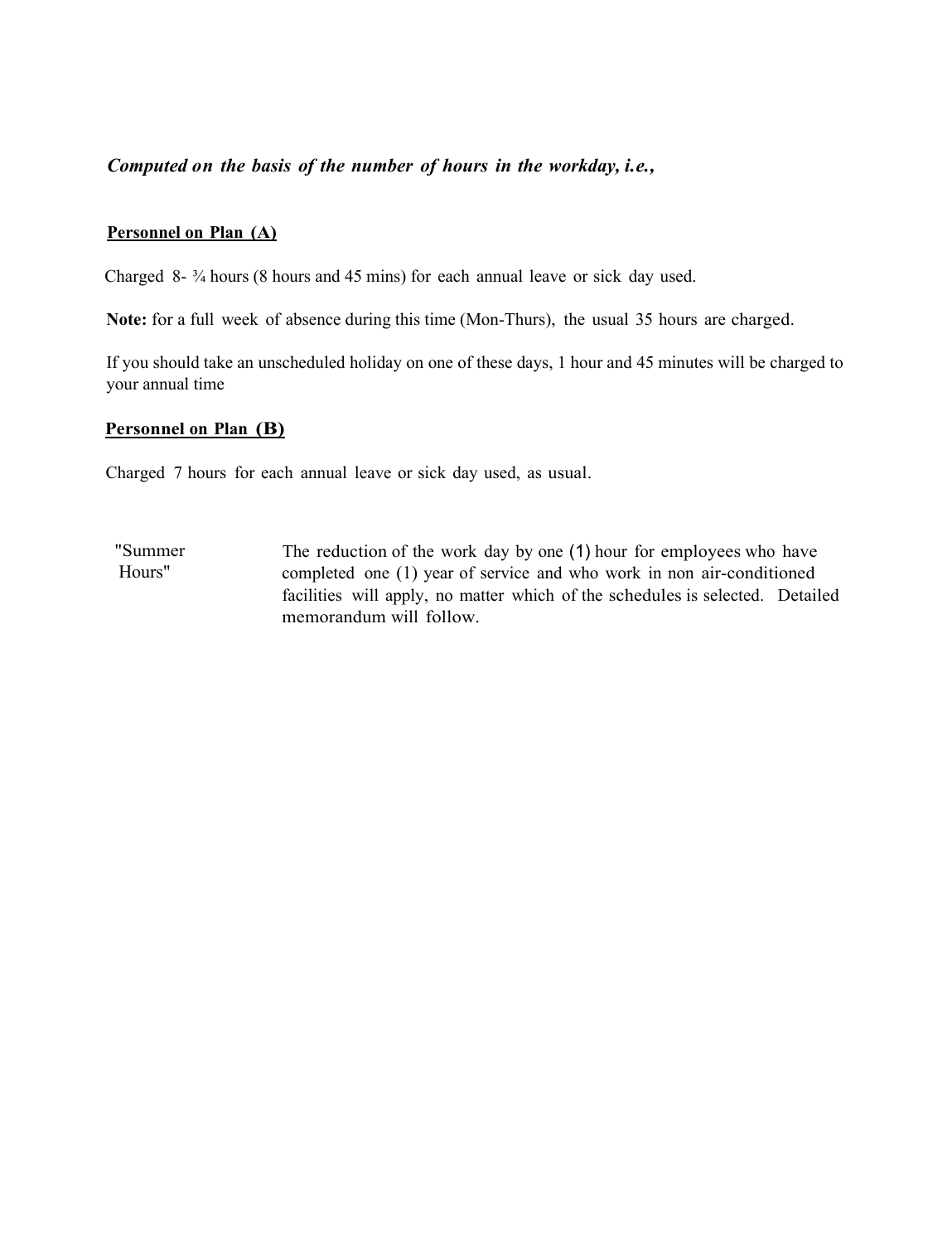***Computed on the basis of the number of hours in the workday, i.e.,***

**Personnel on Plan (A)**

Charged 8- ¾ hours (8 hours and 45 mins) for each annual leave or sick day used.

**Note:** for a full week of absence during this time (Mon-Thurs), the usual 35 hours are charged.

If you should take an unscheduled holiday on one of these days, 1 hour and 45 minutes will be charged to your annual time

**Personnel on Plan (B)**

Charged 7 hours for each annual leave or sick day used, as usual.

| | |
|---|---|
| "Summer Hours" | The reduction of the work day by one (1) hour for employees who have completed one (1) year of service and who work in non air-conditioned facilities will apply, no matter which of the schedules is selected. Detailed memorandum will follow. |